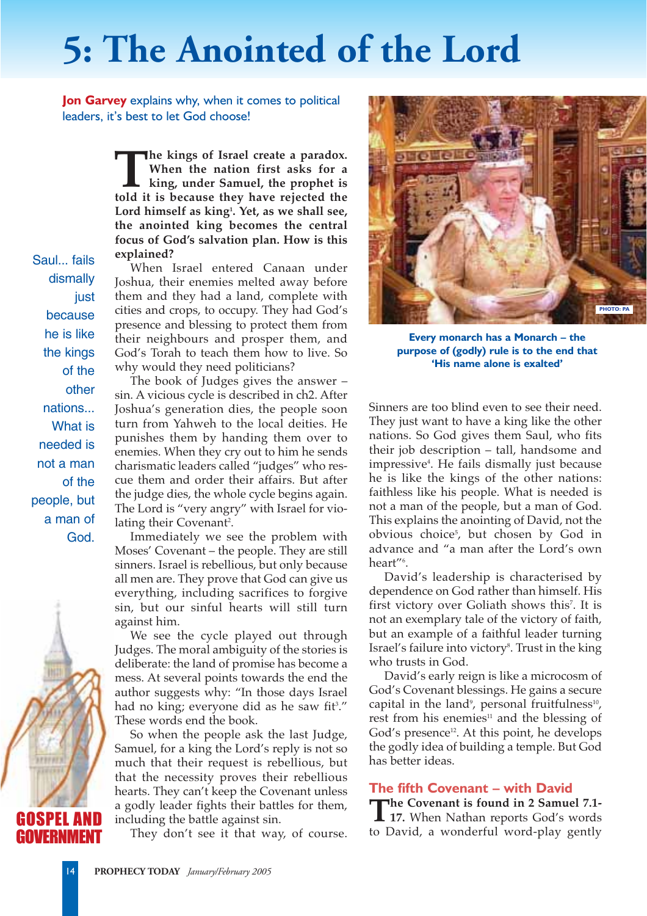# 5: The Anointed of the Lord

**Jon Garvey** explains why, when it comes to political leaders, it's best to let God choose!

**The kings of Israel create a paradox. When the nation first asks for a king, under Samuel, the prophet is told it is because they have rejected the Lord himself as king[1]. Yet, as we shall see, the anointed king becomes the central focus of God's salvation plan. How is this explained?**

When Israel entered Canaan under Joshua, their enemies melted away before them and they had a land, complete with cities and crops, to occupy. They had God's presence and blessing to protect them from their neighbours and prosper them, and God's Torah to teach them how to live. So why would they need politicians?

The book of Judges gives the answer – sin. A vicious cycle is described in ch2. After Joshua's generation dies, the people soon turn from Yahweh to the local deities. He punishes them by handing them over to enemies. When they cry out to him he sends charismatic leaders called "judges" who rescue them and order their affairs. But after the judge dies, the whole cycle begins again. The Lord is "very angry" with Israel for violating their Covenant[2].

Immediately we see the problem with Moses' Covenant – the people. They are still sinners. Israel is rebellious, but only because all men are. They prove that God can give us everything, including sacrifices to forgive sin, but our sinful hearts will still turn against him.

We see the cycle played out through Judges. The moral ambiguity of the stories is deliberate: the land of promise has become a mess. At several points towards the end the author suggests why: "In those days Israel had no king; everyone did as he saw fit[3]." These words end the book.

So when the people ask the last Judge, Samuel, for a king the Lord's reply is not so much that their request is rebellious, but that the necessity proves their rebellious hearts. They can't keep the Covenant unless a godly leader fights their battles for them, including the battle against sin.

They don't see it that way, of course. Sinners are too blind even to see their need. They just want to have a king like the other nations. So God gives them Saul, who fits their job description – tall, handsome and impressive[4]. He fails dismally just because he is like the kings of the other nations: faithless like his people. What is needed is not a man of the people, but a man of God. This explains the anointing of David, not the obvious choice[5], but chosen by God in advance and "a man after the Lord's own heart"[6].

> Saul... fails dismally just because he is like the kings of the other nations... What is needed is not a man of the people, but a man of God.

David's leadership is characterised by dependence on God rather than himself. His first victory over Goliath shows this[7]. It is not an exemplary tale of the victory of faith, but an example of a faithful leader turning Israel's failure into victory[8]. Trust in the king who trusts in God.

David's early reign is like a microcosm of God's Covenant blessings. He gains a secure capital in the land[9], personal fruitfulness[10], rest from his enemies[11] and the blessing of God's presence[12]. At this point, he develops the godly idea of building a temple. But God has better ideas.

PHOTO: PA

**Every monarch has a Monarch – the purpose of (godly) rule is to the end that 'His name alone is exalted'**

GOSPEL AND GOVERNMENT

## The fifth Covenant – with David

**The Covenant is found in 2 Samuel 7.1-17.** When Nathan reports God's words to David, a wonderful word-play gently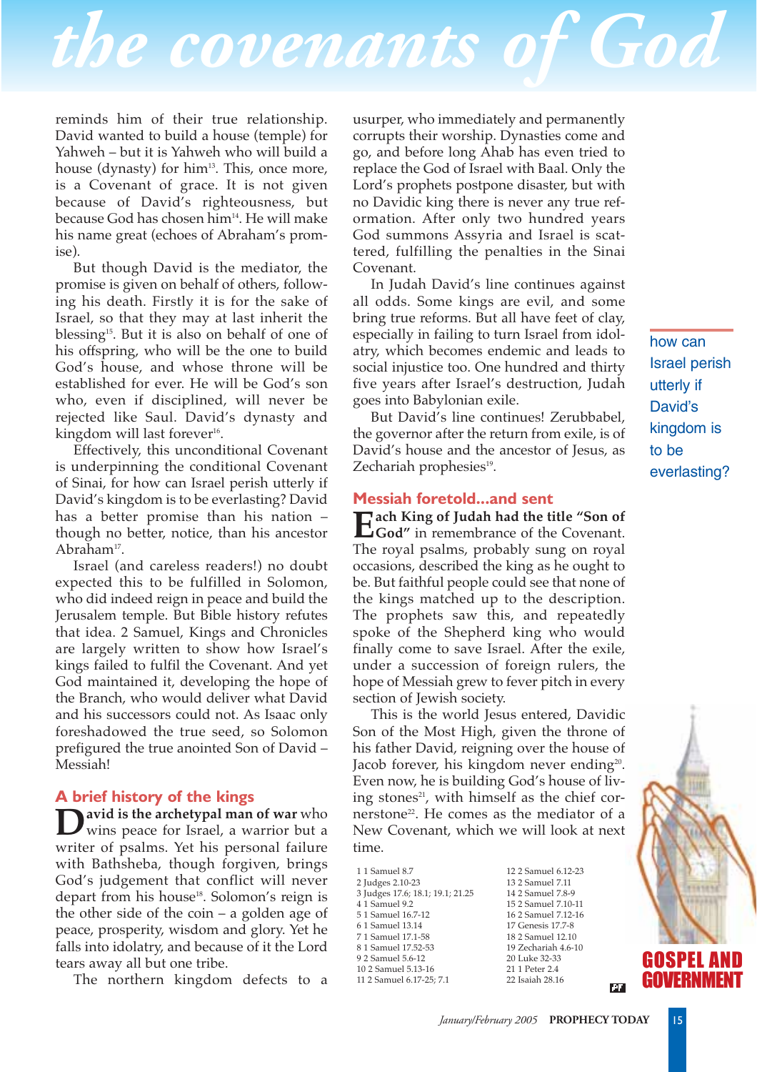reminds him of their true relationship. David wanted to build a house (temple) for Yahweh – but it is Yahweh who will build a house (dynasty) for him[13]. This, once more, is a Covenant of grace. It is not given because of David's righteousness, but because God has chosen him[14]. He will make his name great (echoes of Abraham's promise).

But though David is the mediator, the promise is given on behalf of others, following his death. Firstly it is for the sake of Israel, so that they may at last inherit the blessing[15]. But it is also on behalf of one of his offspring, who will be the one to build God's house, and whose throne will be established for ever. He will be God's son who, even if disciplined, will never be rejected like Saul. David's dynasty and kingdom will last forever[16].

Effectively, this unconditional Covenant is underpinning the conditional Covenant of Sinai, for how can Israel perish utterly if David's kingdom is to be everlasting? David has a better promise than his nation – though no better, notice, than his ancestor Abraham[17].

Israel (and careless readers!) no doubt expected this to be fulfilled in Solomon, who did indeed reign in peace and build the Jerusalem temple. But Bible history refutes that idea. 2 Samuel, Kings and Chronicles are largely written to show how Israel's kings failed to fulfil the Covenant. And yet God maintained it, developing the hope of the Branch, who would deliver what David and his successors could not. As Isaac only foreshadowed the true seed, so Solomon prefigured the true anointed Son of David – Messiah!

## A brief history of the kings

**David is the archetypal man of war** who wins peace for Israel, a warrior but a writer of psalms. Yet his personal failure with Bathsheba, though forgiven, brings God's judgement that conflict will never depart from his house[18]. Solomon's reign is the other side of the coin – a golden age of peace, prosperity, wisdom and glory. Yet he falls into idolatry, and because of it the Lord tears away all but one tribe.

The northern kingdom defects to a usurper, who immediately and permanently corrupts their worship. Dynasties come and go, and before long Ahab has even tried to replace the God of Israel with Baal. Only the Lord's prophets postpone disaster, but with no Davidic king there is never any true reformation. After only two hundred years God summons Assyria and Israel is scattered, fulfilling the penalties in the Sinai Covenant.

In Judah David's line continues against all odds. Some kings are evil, and some bring true reforms. But all have feet of clay, especially in failing to turn Israel from idolatry, which becomes endemic and leads to social injustice too. One hundred and thirty five years after Israel's destruction, Judah goes into Babylonian exile.

But David's line continues! Zerubbabel, the governor after the return from exile, is of David's house and the ancestor of Jesus, as Zechariah prophesies[19].

> how can Israel perish utterly if David's kingdom is to be everlasting?

## Messiah foretold...and sent

**Each King of Judah had the title "Son of God"** in remembrance of the Covenant. The royal psalms, probably sung on royal occasions, described the king as he ought to be. But faithful people could see that none of the kings matched up to the description. The prophets saw this, and repeatedly spoke of the Shepherd king who would finally come to save Israel. After the exile, under a succession of foreign rulers, the hope of Messiah grew to fever pitch in every section of Jewish society.

This is the world Jesus entered, Davidic Son of the Most High, given the throne of his father David, reigning over the house of Jacob forever, his kingdom never ending[20]. Even now, he is building God's house of living stones[21], with himself as the chief cornerstone[22]. He comes as the mediator of a New Covenant, which we will look at next time.

1 1 Samuel 8.7
2 Judges 2.10-23
3 Judges 17.6; 18.1; 19.1; 21.25
4 1 Samuel 9.2
5 1 Samuel 16.7-12
6 1 Samuel 13.14
7 1 Samuel 17.1-58
8 1 Samuel 17.52-53
9 2 Samuel 5.6-12
10 2 Samuel 5.13-16
11 2 Samuel 6.17-25; 7.1
12 2 Samuel 6.12-23
13 2 Samuel 7.11
14 2 Samuel 7.8-9
15 2 Samuel 7.10-11
16 2 Samuel 7.12-16
17 Genesis 17.7-8
18 2 Samuel 12.10
19 Zechariah 4.6-10
20 Luke 32-33
21 1 Peter 2.4
22 Isaiah 28.16

GOSPEL AND GOVERNMENT